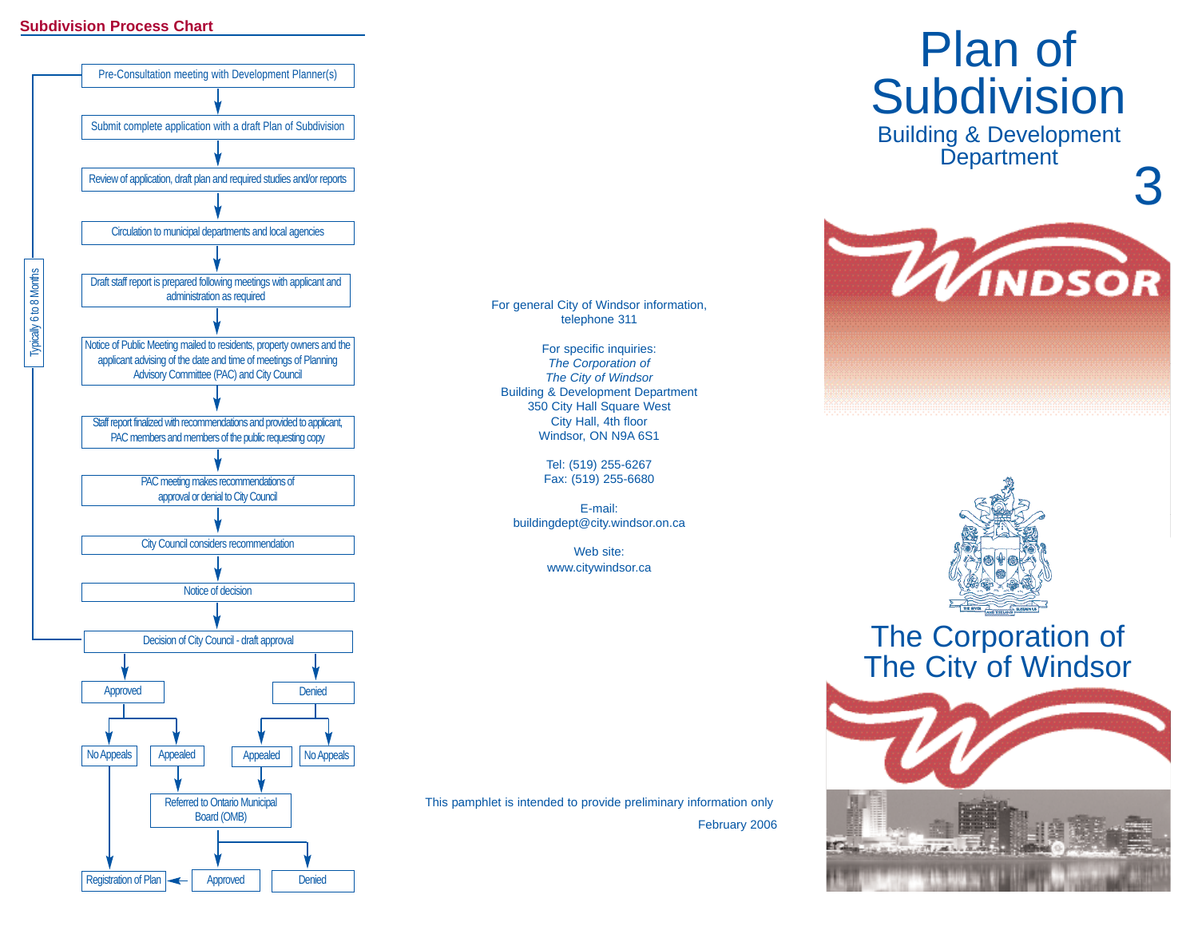## Subdivision Process Chart

Typically 6 to 8 Months

1. Pre-Consultation meeting with Development Planner(s)
2. Submit complete application with a draft Plan of Subdivision
3. Review of application, draft plan and required studies and/or reports
4. Circulation to municipal departments and local agencies
5. Draft staff report is prepared following meetings with applicant and administration as required
6. Notice of Public Meeting mailed to residents, property owners and the applicant advising of the date and time of meetings of Planning Advisory Committee (PAC) and City Council
7. Staff report finalized with recommendations and provided to applicant, PAC members and members of the public requesting copy
8. PAC meeting makes recommendations of approval or denial to City Council
9. City Council considers recommendation
10. Notice of decision
11. Decision of City Council - draft approval

- Approved
  - No Appeals → Registration of Plan
  - Appealed → Referred to Ontario Municipal Board (OMB)
- Denied
  - Appealed → Referred to Ontario Municipal Board (OMB)
  - No Appeals

Referred to Ontario Municipal Board (OMB):
- Approved → Registration of Plan
- Denied

For general City of Windsor information, telephone 311

For specific inquiries:
*The Corporation of*
*The City of Windsor*
Building & Development Department
350 City Hall Square West
City Hall, 4th floor
Windsor, ON N9A 6S1

Tel: (519) 255-6267
Fax: (519) 255-6680

E-mail:
buildingdept@city.windsor.on.ca

Web site:
www.citywindsor.ca

This pamphlet is intended to provide preliminary information only

February 2006

# Plan of Subdivision

## Building & Development Department

3

WINDSOR

The Corporation of The City of Windsor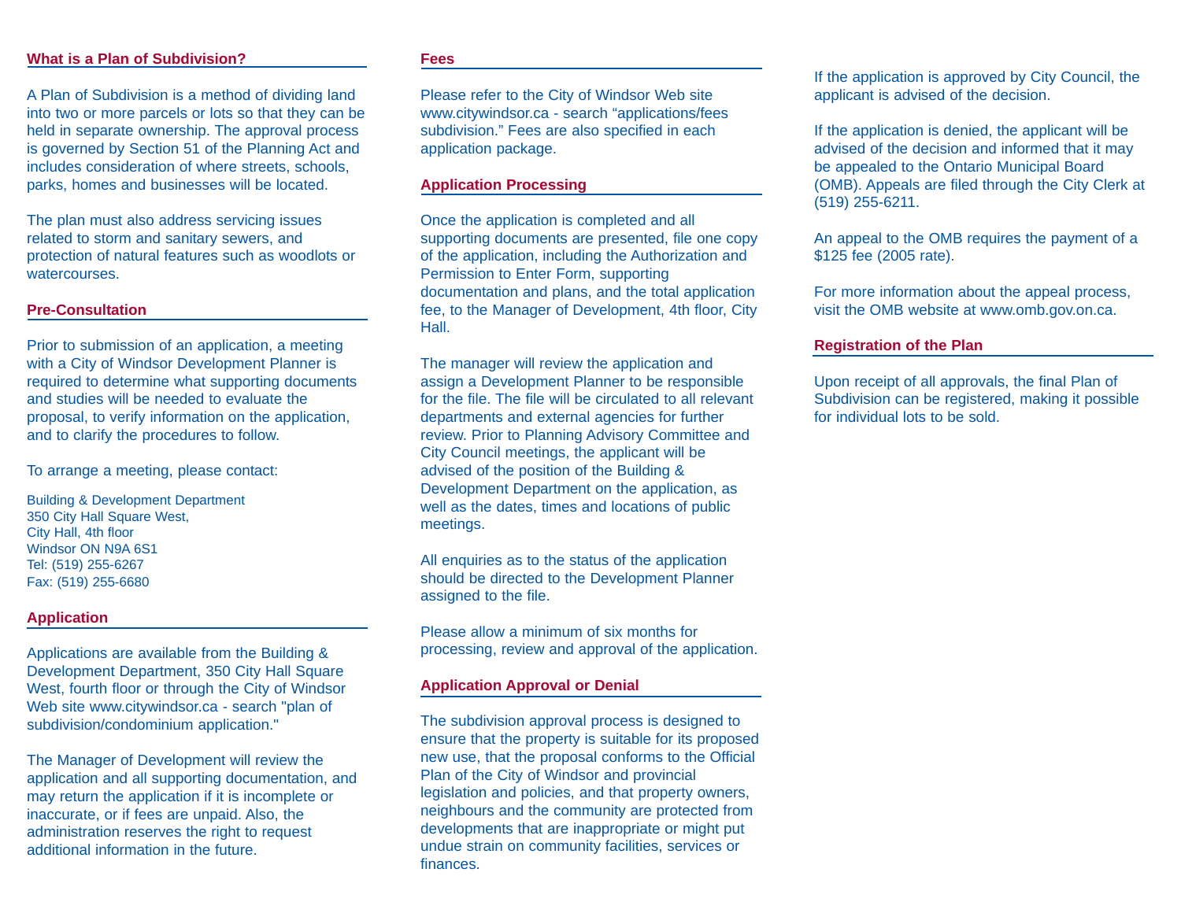## What is a Plan of Subdivision?

A Plan of Subdivision is a method of dividing land into two or more parcels or lots so that they can be held in separate ownership. The approval process is governed by Section 51 of the Planning Act and includes consideration of where streets, schools, parks, homes and businesses will be located.

The plan must also address servicing issues related to storm and sanitary sewers, and protection of natural features such as woodlots or watercourses.

## Pre-Consultation

Prior to submission of an application, a meeting with a City of Windsor Development Planner is required to determine what supporting documents and studies will be needed to evaluate the proposal, to verify information on the application, and to clarify the procedures to follow.

To arrange a meeting, please contact:

Building & Development Department
350 City Hall Square West,
City Hall, 4th floor
Windsor ON N9A 6S1
Tel: (519) 255-6267
Fax: (519) 255-6680

## Application

Applications are available from the Building & Development Department, 350 City Hall Square West, fourth floor or through the City of Windsor Web site www.citywindsor.ca - search "plan of subdivision/condominium application."

The Manager of Development will review the application and all supporting documentation, and may return the application if it is incomplete or inaccurate, or if fees are unpaid. Also, the administration reserves the right to request additional information in the future.

## Fees

Please refer to the City of Windsor Web site www.citywindsor.ca - search “applications/fees subdivision.” Fees are also specified in each application package.

## Application Processing

Once the application is completed and all supporting documents are presented, file one copy of the application, including the Authorization and Permission to Enter Form, supporting documentation and plans, and the total application fee, to the Manager of Development, 4th floor, City Hall.

The manager will review the application and assign a Development Planner to be responsible for the file. The file will be circulated to all relevant departments and external agencies for further review. Prior to Planning Advisory Committee and City Council meetings, the applicant will be advised of the position of the Building & Development Department on the application, as well as the dates, times and locations of public meetings.

All enquiries as to the status of the application should be directed to the Development Planner assigned to the file.

Please allow a minimum of six months for processing, review and approval of the application.

## Application Approval or Denial

The subdivision approval process is designed to ensure that the property is suitable for its proposed new use, that the proposal conforms to the Official Plan of the City of Windsor and provincial legislation and policies, and that property owners, neighbours and the community are protected from developments that are inappropriate or might put undue strain on community facilities, services or finances.

If the application is approved by City Council, the applicant is advised of the decision.

If the application is denied, the applicant will be advised of the decision and informed that it may be appealed to the Ontario Municipal Board (OMB). Appeals are filed through the City Clerk at (519) 255-6211.

An appeal to the OMB requires the payment of a $125 fee (2005 rate).

For more information about the appeal process, visit the OMB website at www.omb.gov.on.ca.

## Registration of the Plan

Upon receipt of all approvals, the final Plan of Subdivision can be registered, making it possible for individual lots to be sold.